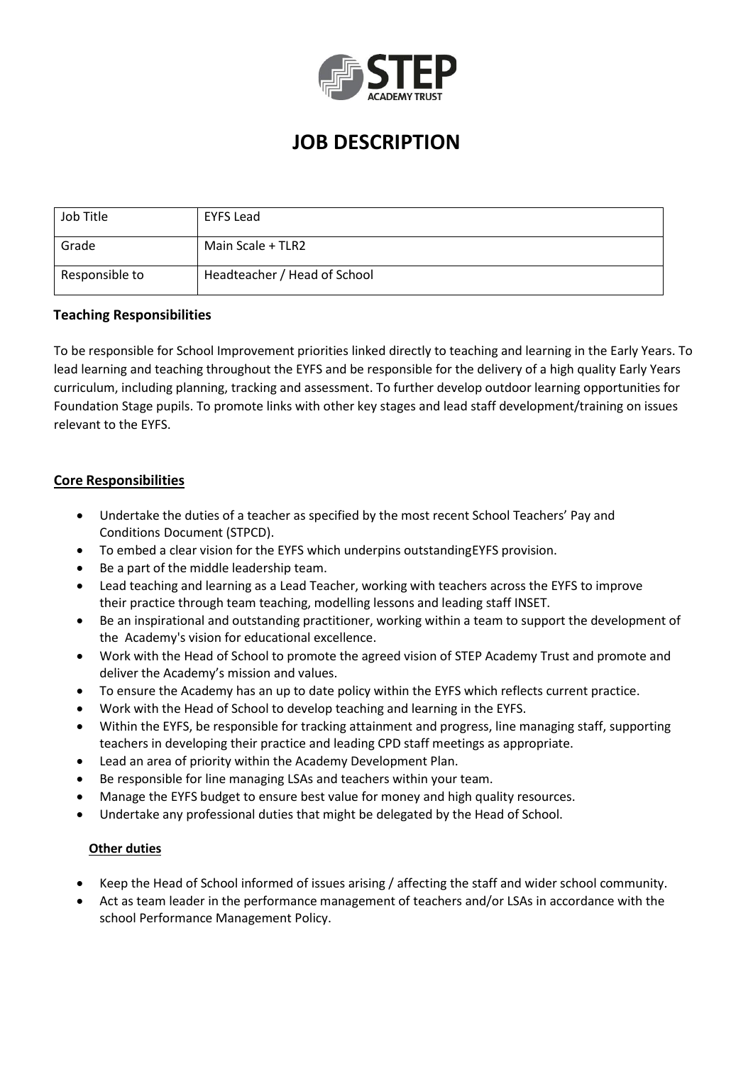# JOB DESCRIPTION

| Job Title | EYFS Lead |
|---|---|
| Grade | Main Scale + TLR2 |
| Responsible to | Headteacher / Head of School |

**Teaching Responsibilities**

To be responsible for School Improvement priorities linked directly to teaching and learning in the Early Years. To lead learning and teaching throughout the EYFS and be responsible for the delivery of a high quality Early Years curriculum, including planning, tracking and assessment. To further develop outdoor learning opportunities for Foundation Stage pupils. To promote links with other key stages and lead staff development/training on issues relevant to the EYFS.

**Core Responsibilities**

- Undertake the duties of a teacher as specified by the most recent School Teachers' Pay and Conditions Document (STPCD).
- To embed a clear vision for the EYFS which underpins outstandingEYFS provision.
- Be a part of the middle leadership team.
- Lead teaching and learning as a Lead Teacher, working with teachers across the EYFS to improve their practice through team teaching, modelling lessons and leading staff INSET.
- Be an inspirational and outstanding practitioner, working within a team to support the development of the Academy's vision for educational excellence.
- Work with the Head of School to promote the agreed vision of STEP Academy Trust and promote and deliver the Academy's mission and values.
- To ensure the Academy has an up to date policy within the EYFS which reflects current practice.
- Work with the Head of School to develop teaching and learning in the EYFS.
- Within the EYFS, be responsible for tracking attainment and progress, line managing staff, supporting teachers in developing their practice and leading CPD staff meetings as appropriate.
- Lead an area of priority within the Academy Development Plan.
- Be responsible for line managing LSAs and teachers within your team.
- Manage the EYFS budget to ensure best value for money and high quality resources.
- Undertake any professional duties that might be delegated by the Head of School.

**Other duties**

- Keep the Head of School informed of issues arising / affecting the staff and wider school community.
- Act as team leader in the performance management of teachers and/or LSAs in accordance with the school Performance Management Policy.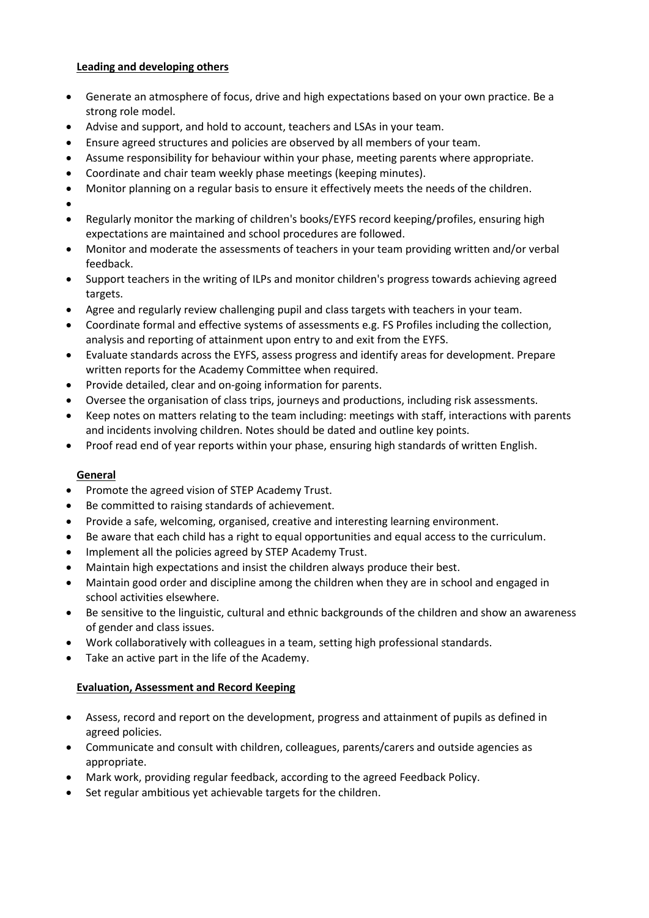**Leading and developing others**

- Generate an atmosphere of focus, drive and high expectations based on your own practice. Be a strong role model.
- Advise and support, and hold to account, teachers and LSAs in your team.
- Ensure agreed structures and policies are observed by all members of your team.
- Assume responsibility for behaviour within your phase, meeting parents where appropriate.
- Coordinate and chair team weekly phase meetings (keeping minutes).
- Monitor planning on a regular basis to ensure it effectively meets the needs of the children.
- 
- Regularly monitor the marking of children's books/EYFS record keeping/profiles, ensuring high expectations are maintained and school procedures are followed.
- Monitor and moderate the assessments of teachers in your team providing written and/or verbal feedback.
- Support teachers in the writing of ILPs and monitor children's progress towards achieving agreed targets.
- Agree and regularly review challenging pupil and class targets with teachers in your team.
- Coordinate formal and effective systems of assessments e.g. FS Profiles including the collection, analysis and reporting of attainment upon entry to and exit from the EYFS.
- Evaluate standards across the EYFS, assess progress and identify areas for development. Prepare written reports for the Academy Committee when required.
- Provide detailed, clear and on-going information for parents.
- Oversee the organisation of class trips, journeys and productions, including risk assessments.
- Keep notes on matters relating to the team including: meetings with staff, interactions with parents and incidents involving children. Notes should be dated and outline key points.
- Proof read end of year reports within your phase, ensuring high standards of written English.

**General**

- Promote the agreed vision of STEP Academy Trust.
- Be committed to raising standards of achievement.
- Provide a safe, welcoming, organised, creative and interesting learning environment.
- Be aware that each child has a right to equal opportunities and equal access to the curriculum.
- Implement all the policies agreed by STEP Academy Trust.
- Maintain high expectations and insist the children always produce their best.
- Maintain good order and discipline among the children when they are in school and engaged in school activities elsewhere.
- Be sensitive to the linguistic, cultural and ethnic backgrounds of the children and show an awareness of gender and class issues.
- Work collaboratively with colleagues in a team, setting high professional standards.
- Take an active part in the life of the Academy.

**Evaluation, Assessment and Record Keeping**

- Assess, record and report on the development, progress and attainment of pupils as defined in agreed policies.
- Communicate and consult with children, colleagues, parents/carers and outside agencies as appropriate.
- Mark work, providing regular feedback, according to the agreed Feedback Policy.
- Set regular ambitious yet achievable targets for the children.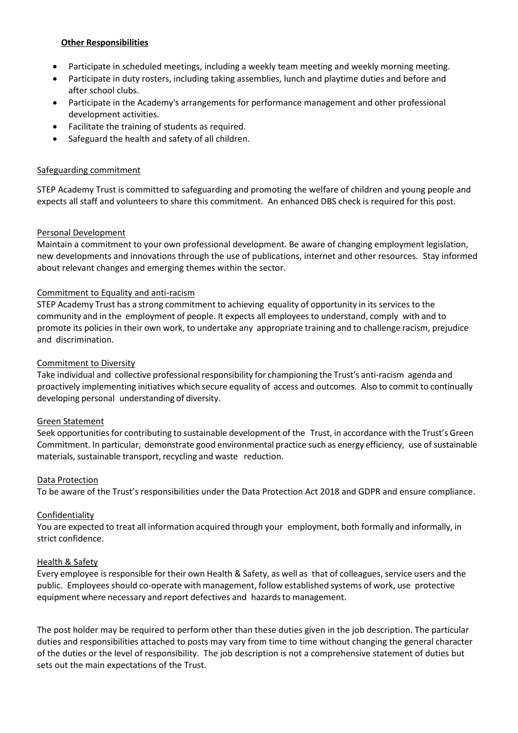**Other Responsibilities**

- Participate in scheduled meetings, including a weekly team meeting and weekly morning meeting.
- Participate in duty rosters, including taking assemblies, lunch and playtime duties and before and after school clubs.
- Participate in the Academy's arrangements for performance management and other professional development activities.
- Facilitate the training of students as required.
- Safeguard the health and safety of all children.

Safeguarding commitment

STEP Academy Trust is committed to safeguarding and promoting the welfare of children and young people and expects all staff and volunteers to share this commitment. An enhanced DBS check is required for this post.

Personal Development

Maintain a commitment to your own professional development. Be aware of changing employment legislation, new developments and innovations through the use of publications, internet and other resources. Stay informed about relevant changes and emerging themes within the sector.

Commitment to Equality and anti-racism

STEP Academy Trust has a strong commitment to achieving equality of opportunity in its services to the community and in the employment of people. It expects all employees to understand, comply with and to promote its policies in their own work, to undertake any appropriate training and to challenge racism, prejudice and discrimination.

Commitment to Diversity

Take individual and collective professional responsibility for championing the Trust's anti-racism agenda and proactively implementing initiatives which secure equality of access and outcomes. Also to commit to continually developing personal understanding of diversity.

Green Statement

Seek opportunities for contributing to sustainable development of the Trust, in accordance with the Trust's Green Commitment. In particular, demonstrate good environmental practice such as energy efficiency, use of sustainable materials, sustainable transport, recycling and waste reduction.

Data Protection

To be aware of the Trust's responsibilities under the Data Protection Act 2018 and GDPR and ensure compliance.

Confidentiality

You are expected to treat all information acquired through your employment, both formally and informally, in strict confidence.

Health & Safety

Every employee is responsible for their own Health & Safety, as well as that of colleagues, service users and the public. Employees should co-operate with management, follow established systems of work, use protective equipment where necessary and report defectives and hazards to management.

The post holder may be required to perform other than these duties given in the job description. The particular duties and responsibilities attached to posts may vary from time to time without changing the general character of the duties or the level of responsibility. The job description is not a comprehensive statement of duties but sets out the main expectations of the Trust.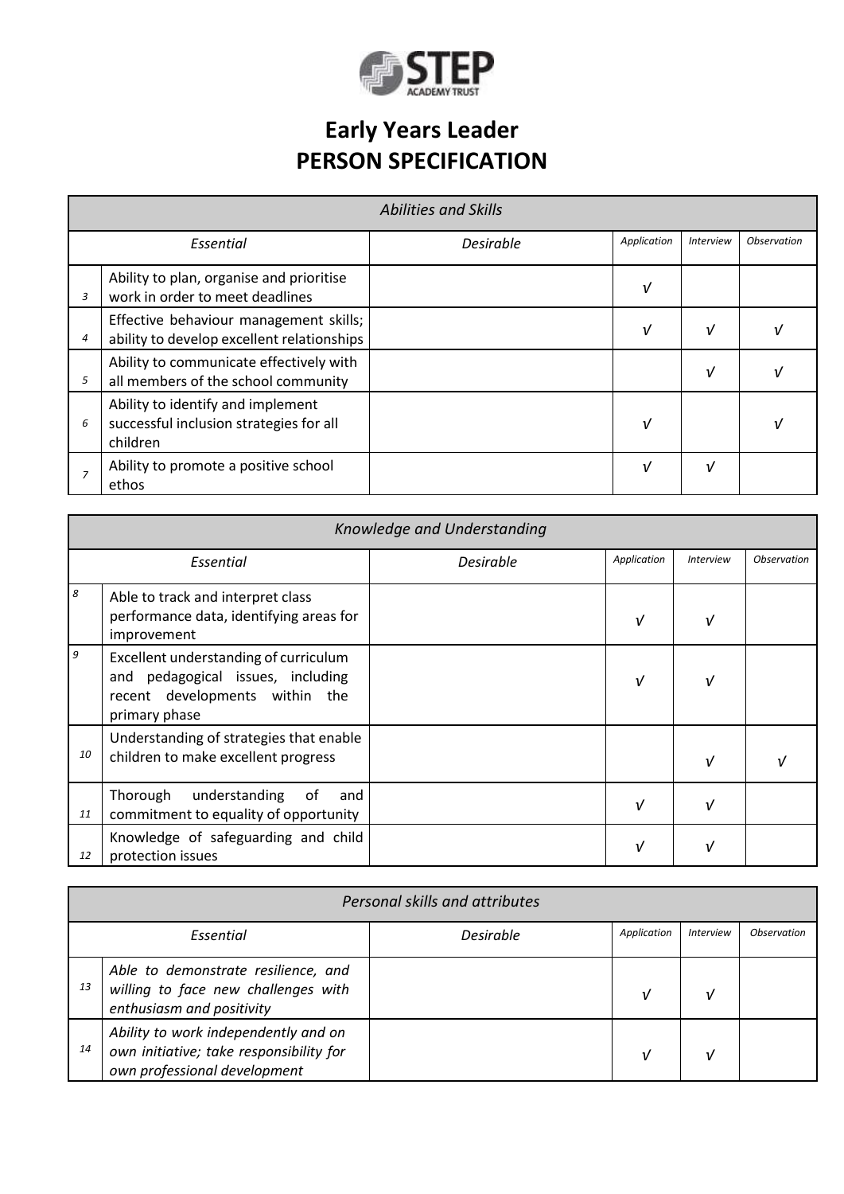# Early Years Leader
# PERSON SPECIFICATION

| *Abilities and Skills* | | | | | |
|---|---|---|---|---|---|
| *Essential* | | *Desirable* | *Application* | *Interview* | *Observation* |
| *3* | Ability to plan, organise and prioritise work in order to meet deadlines | | √ | | |
| *4* | Effective behaviour management skills; ability to develop excellent relationships | | √ | √ | √ |
| *5* | Ability to communicate effectively with all members of the school community | | | √ | √ |
| *6* | Ability to identify and implement successful inclusion strategies for all children | | √ | | √ |
| *7* | Ability to promote a positive school ethos | | √ | √ | |

| *Knowledge and Understanding* | | | | | |
|---|---|---|---|---|---|
| *Essential* | | *Desirable* | *Application* | *Interview* | *Observation* |
| *8* | Able to track and interpret class performance data, identifying areas for improvement | | √ | √ | |
| *9* | Excellent understanding of curriculum and pedagogical issues, including recent developments within the primary phase | | √ | √ | |
| *10* | Understanding of strategies that enable children to make excellent progress | | | √ | √ |
| *11* | Thorough understanding of and commitment to equality of opportunity | | √ | √ | |
| *12* | Knowledge of safeguarding and child protection issues | | √ | √ | |

| *Personal skills and attributes* | | | | | |
|---|---|---|---|---|---|
| *Essential* | | *Desirable* | *Application* | *Interview* | *Observation* |
| *13* | *Able to demonstrate resilience, and willing to face new challenges with enthusiasm and positivity* | | √ | √ | |
| *14* | *Ability to work independently and on own initiative; take responsibility for own professional development* | | √ | √ | |